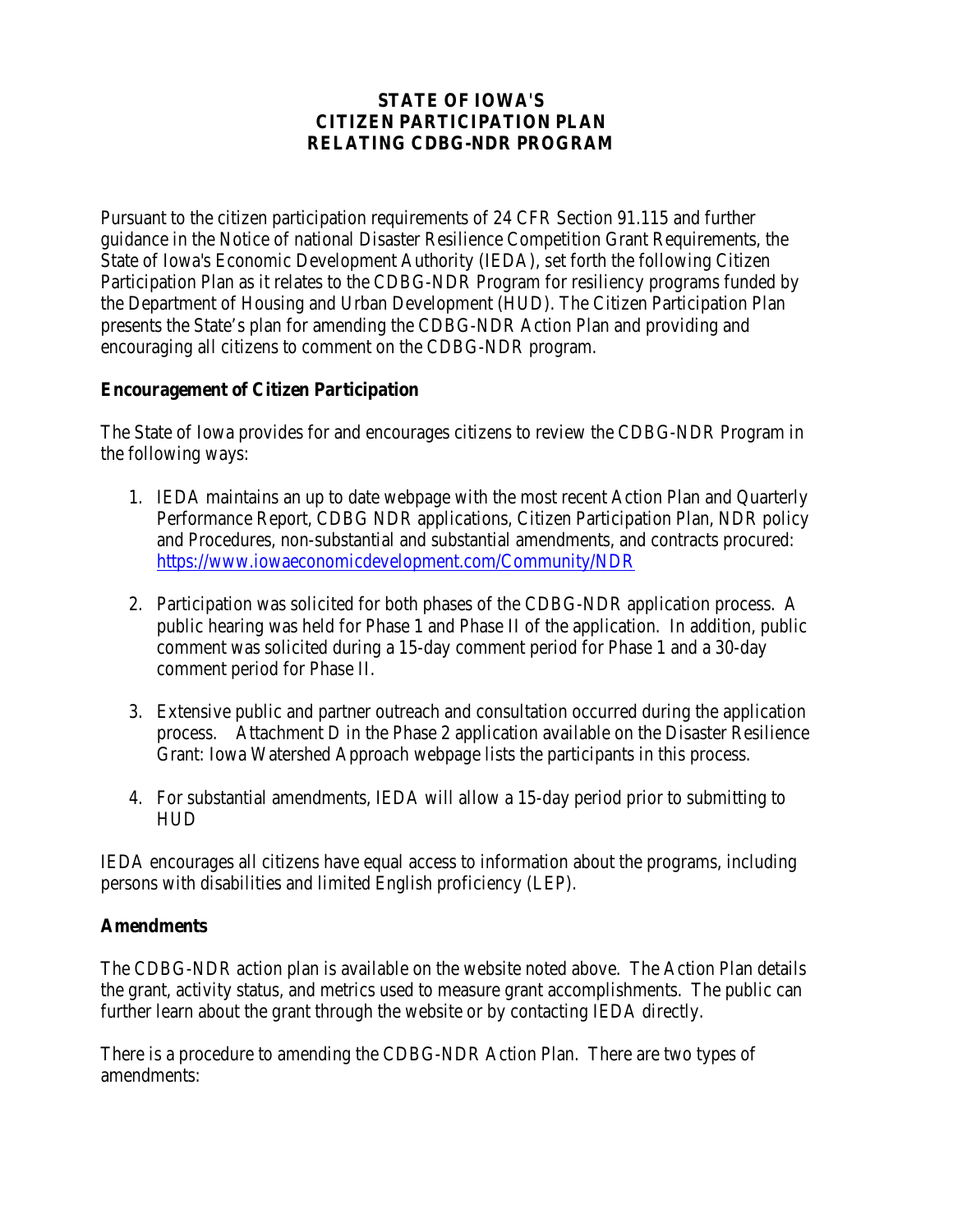# STATE OF IOWA'S CITIZEN PARTICIPATION PLAN RELATING CDBG-NDR PROGRAM

Pursuant to the citizen participation requirements of 24 CFR Section 91.115 and further guidance in the Notice of national Disaster Resilience Competition Grant Requirements, the State of Iowa's Economic Development Authority (IEDA), set forth the following Citizen Participation Plan as it relates to the CDBG-NDR Program for resiliency programs funded by the Department of Housing and Urban Development (HUD). The Citizen Participation Plan presents the State's plan for amending the CDBG-NDR Action Plan and providing and encouraging all citizens to comment on the CDBG-NDR program.

## Encouragement of Citizen Participation

The State of Iowa provides for and encourages citizens to review the CDBG-NDR Program in the following ways:

1. IEDA maintains an up to date webpage with the most recent Action Plan and Quarterly Performance Report, CDBG NDR applications, Citizen Participation Plan, NDR policy and Procedures, non-substantial and substantial amendments, and contracts procured: https://www.iowaeconomicdevelopment.com/Community/NDR
2. Participation was solicited for both phases of the CDBG-NDR application process. A public hearing was held for Phase 1 and Phase II of the application. In addition, public comment was solicited during a 15-day comment period for Phase 1 and a 30-day comment period for Phase II.
3. Extensive public and partner outreach and consultation occurred during the application process. Attachment D in the Phase 2 application available on the Disaster Resilience Grant: Iowa Watershed Approach webpage lists the participants in this process.
4. For substantial amendments, IEDA will allow a 15-day period prior to submitting to HUD

IEDA encourages all citizens have equal access to information about the programs, including persons with disabilities and limited English proficiency (LEP).

## Amendments

The CDBG-NDR action plan is available on the website noted above. The Action Plan details the grant, activity status, and metrics used to measure grant accomplishments. The public can further learn about the grant through the website or by contacting IEDA directly.

There is a procedure to amending the CDBG-NDR Action Plan. There are two types of amendments: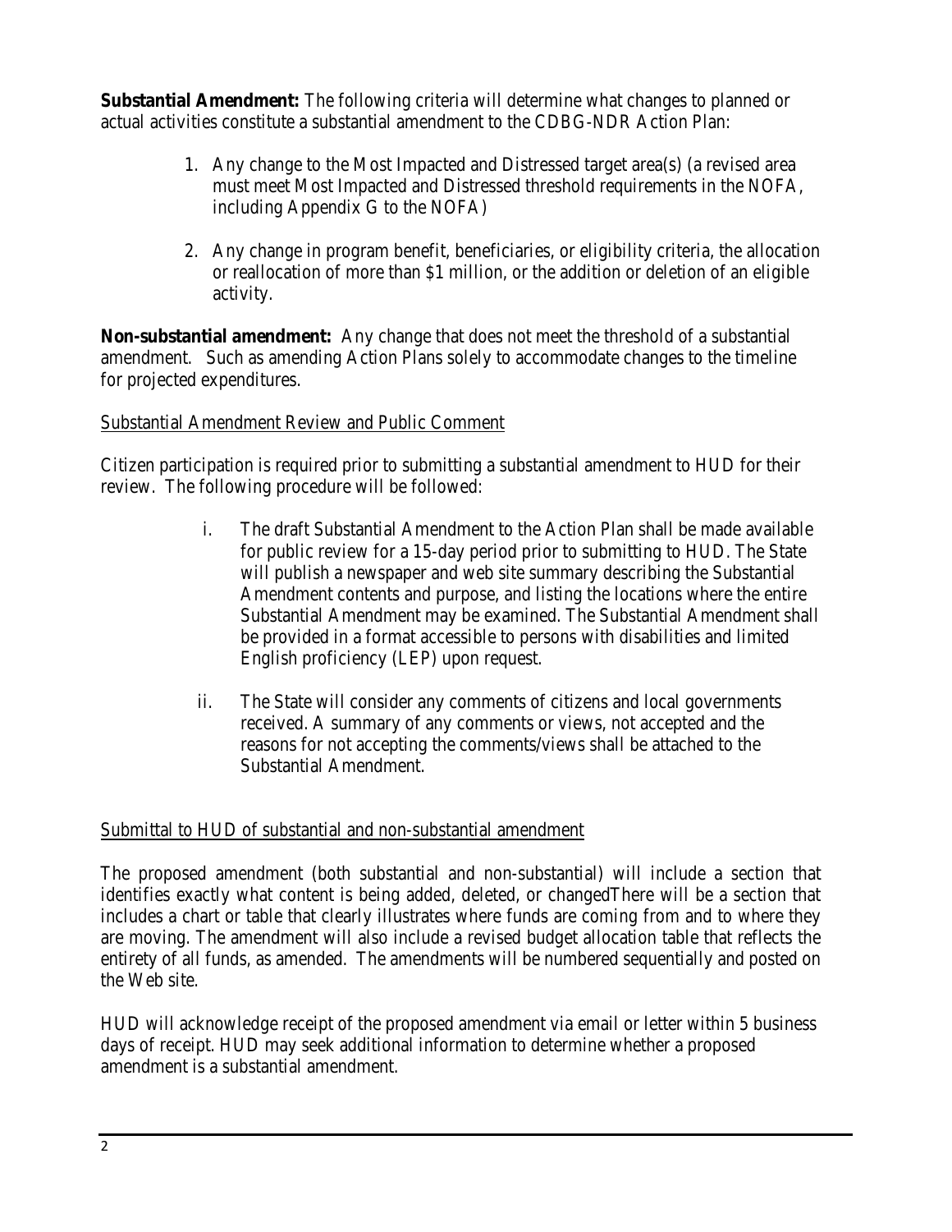**Substantial Amendment:** The following criteria will determine what changes to planned or actual activities constitute a substantial amendment to the CDBG-NDR Action Plan:

1. Any change to the Most Impacted and Distressed target area(s) (a revised area must meet Most Impacted and Distressed threshold requirements in the NOFA, including Appendix G to the NOFA)

2. Any change in program benefit, beneficiaries, or eligibility criteria, the allocation or reallocation of more than $1 million, or the addition or deletion of an eligible activity.

**Non-substantial amendment:** Any change that does not meet the threshold of a substantial amendment. Such as amending Action Plans solely to accommodate changes to the timeline for projected expenditures.

<u>Substantial Amendment Review and Public Comment</u>

Citizen participation is required prior to submitting a substantial amendment to HUD for their review. The following procedure will be followed:

i. The draft Substantial Amendment to the Action Plan shall be made available for public review for a 15-day period prior to submitting to HUD. The State will publish a newspaper and web site summary describing the Substantial Amendment contents and purpose, and listing the locations where the entire Substantial Amendment may be examined. The Substantial Amendment shall be provided in a format accessible to persons with disabilities and limited English proficiency (LEP) upon request.

ii. The State will consider any comments of citizens and local governments received. A summary of any comments or views, not accepted and the reasons for not accepting the comments/views shall be attached to the Substantial Amendment.

<u>Submittal to HUD of substantial and non-substantial amendment</u>

The proposed amendment (both substantial and non-substantial) will include a section that identifies exactly what content is being added, deleted, or changedThere will be a section that includes a chart or table that clearly illustrates where funds are coming from and to where they are moving. The amendment will also include a revised budget allocation table that reflects the entirety of all funds, as amended. The amendments will be numbered sequentially and posted on the Web site.

HUD will acknowledge receipt of the proposed amendment via email or letter within 5 business days of receipt. HUD may seek additional information to determine whether a proposed amendment is a substantial amendment.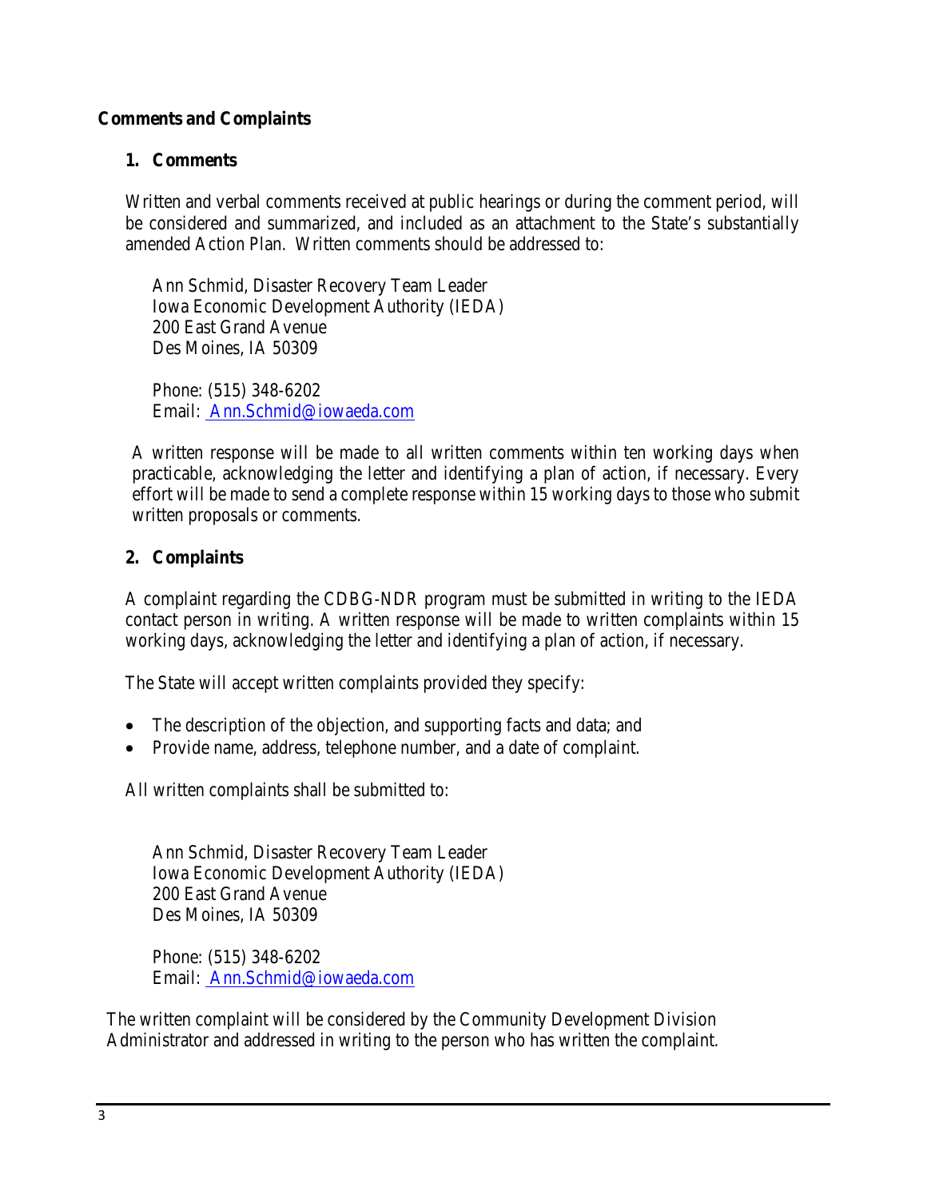## Comments and Complaints

### 1. Comments

Written and verbal comments received at public hearings or during the comment period, will be considered and summarized, and included as an attachment to the State's substantially amended Action Plan. Written comments should be addressed to:

Ann Schmid, Disaster Recovery Team Leader
Iowa Economic Development Authority (IEDA)
200 East Grand Avenue
Des Moines, IA 50309

Phone: (515) 348-6202
Email: Ann.Schmid@iowaeda.com

A written response will be made to all written comments within ten working days when practicable, acknowledging the letter and identifying a plan of action, if necessary. Every effort will be made to send a complete response within 15 working days to those who submit written proposals or comments.

### 2. Complaints

A complaint regarding the CDBG-NDR program must be submitted in writing to the IEDA contact person in writing. A written response will be made to written complaints within 15 working days, acknowledging the letter and identifying a plan of action, if necessary.

The State will accept written complaints provided they specify:

- The description of the objection, and supporting facts and data; and
- Provide name, address, telephone number, and a date of complaint.

All written complaints shall be submitted to:

Ann Schmid, Disaster Recovery Team Leader
Iowa Economic Development Authority (IEDA)
200 East Grand Avenue
Des Moines, IA 50309

Phone: (515) 348-6202
Email: Ann.Schmid@iowaeda.com

The written complaint will be considered by the Community Development Division Administrator and addressed in writing to the person who has written the complaint.